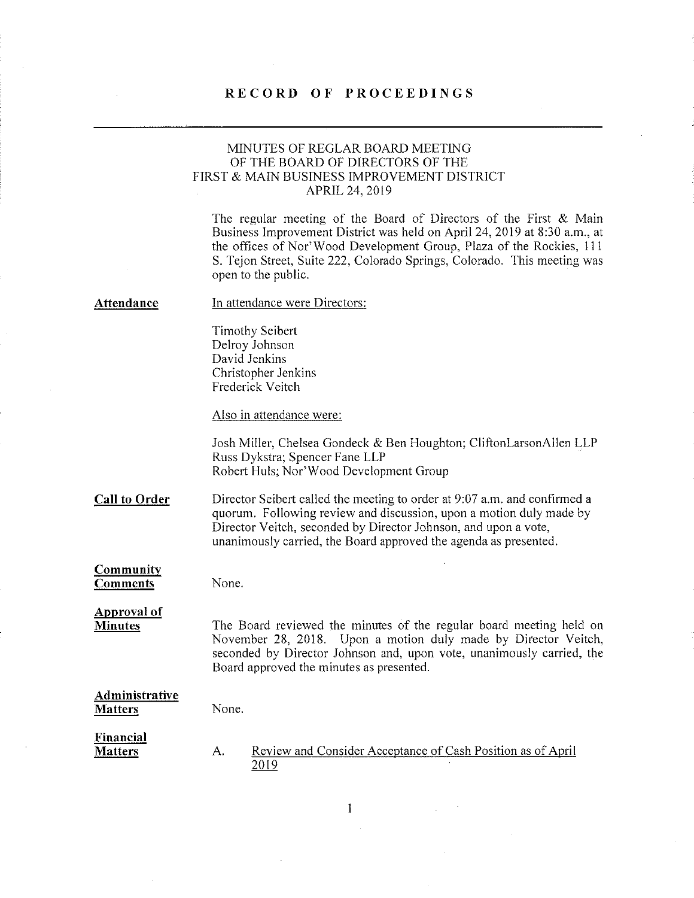# RECORD OF PROCEEDINGS

## MINUTES OF REGLAR BOARD MEETING OF THE BOARD OF DIRECTORS OF THE FIRST & MAIN BUSINESS IMPROVEMENT DISTRICT APRIL 24, 2019

The regular meeting of the Board of Directors of the First & Main Business Improvement District was held on April 24, 2019 at 8:30 a.m., at the offices of Nor'Wood Development Group, Plaza of the Rockies, 111 S. Tejon Street, Suite 222, Colorado Springs, Colorado. This meeting was open to the public.

**Attendance**

In attendance were Directors:

Timothy Seibert
Delroy Johnson
David Jenkins
Christopher Jenkins
Frederick Veitch

Also in attendance were:

Josh Miller, Chelsea Gondeck & Ben Houghton; CliftonLarsonAllen LLP
Russ Dykstra; Spencer Fane LLP
Robert Huls; Nor'Wood Development Group

**Call to Order**

Director Seibert called the meeting to order at 9:07 a.m. and confirmed a quorum. Following review and discussion, upon a motion duly made by Director Veitch, seconded by Director Johnson, and upon a vote, unanimously carried, the Board approved the agenda as presented.

**Community Comments**

None.

**Approval of Minutes**

The Board reviewed the minutes of the regular board meeting held on November 28, 2018. Upon a motion duly made by Director Veitch, seconded by Director Johnson and, upon vote, unanimously carried, the Board approved the minutes as presented.

**Administrative Matters**

None.

**Financial Matters**

A. Review and Consider Acceptance of Cash Position as of April 2019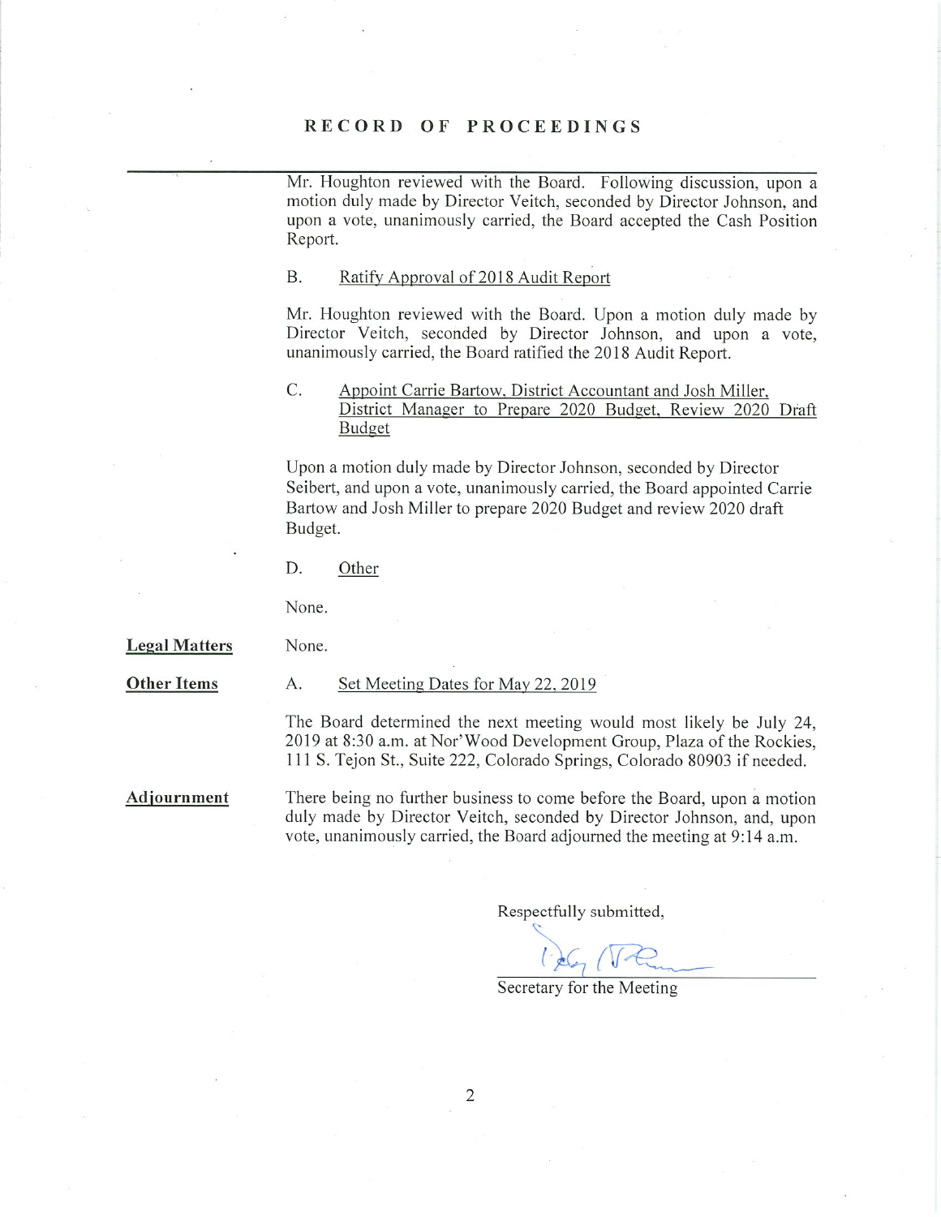# RECORD OF PROCEEDINGS

Mr. Houghton reviewed with the Board. Following discussion, upon a motion duly made by Director Veitch, seconded by Director Johnson, and upon a vote, unanimously carried, the Board accepted the Cash Position Report.

B. Ratify Approval of 2018 Audit Report

Mr. Houghton reviewed with the Board. Upon a motion duly made by Director Veitch, seconded by Director Johnson, and upon a vote, unanimously carried, the Board ratified the 2018 Audit Report.

C. Appoint Carrie Bartow, District Accountant and Josh Miller, District Manager to Prepare 2020 Budget, Review 2020 Draft Budget

Upon a motion duly made by Director Johnson, seconded by Director Seibert, and upon a vote, unanimously carried, the Board appointed Carrie Bartow and Josh Miller to prepare 2020 Budget and review 2020 draft Budget.

D. Other

None.

**Legal Matters**

None.

**Other Items**

A. Set Meeting Dates for May 22, 2019

The Board determined the next meeting would most likely be July 24, 2019 at 8:30 a.m. at Nor'Wood Development Group, Plaza of the Rockies, 111 S. Tejon St., Suite 222, Colorado Springs, Colorado 80903 if needed.

**Adjournment**

There being no further business to come before the Board, upon a motion duly made by Director Veitch, seconded by Director Johnson, and, upon vote, unanimously carried, the Board adjourned the meeting at 9:14 a.m.

Respectfully submitted,

Secretary for the Meeting